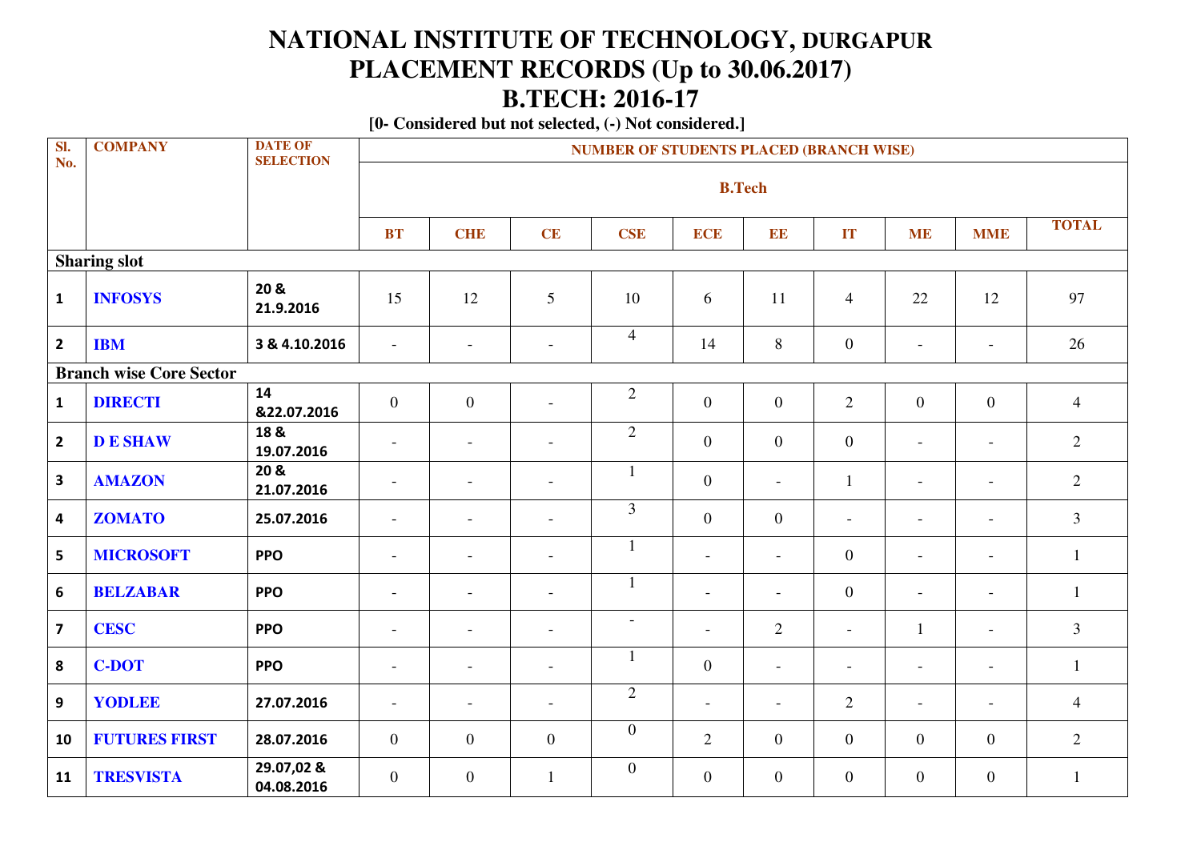# NATIONAL INSTITUTE OF TECHNOLOGY, DURGAPUR
# PLACEMENT RECORDS (Up to 30.06.2017)
# B.TECH: 2016-17

**[0- Considered but not selected, (-) Not considered.]**

| Sl. No. | COMPANY | DATE OF SELECTION | NUMBER OF STUDENTS PLACED (BRANCH WISE) | | | | | | | | | |
|---|---|---|---|---|---|---|---|---|---|---|---|---|
| | | | B.Tech | | | | | | | | | |
| | | | BT | CHE | CE | CSE | ECE | EE | IT | ME | MME | TOTAL |
| **Sharing slot** | | | | | | | | | | | | |
| 1 | INFOSYS | 20 & 21.9.2016 | 15 | 12 | 5 | 10 | 6 | 11 | 4 | 22 | 12 | 97 |
| 2 | IBM | 3 & 4.10.2016 | - | - | - | 4 | 14 | 8 | 0 | - | - | 26 |
| **Branch wise Core Sector** | | | | | | | | | | | | |
| 1 | DIRECTI | 14 &22.07.2016 | 0 | 0 | - | 2 | 0 | 0 | 2 | 0 | 0 | 4 |
| 2 | D E SHAW | 18 & 19.07.2016 | - | - | - | 2 | 0 | 0 | 0 | - | - | 2 |
| 3 | AMAZON | 20 & 21.07.2016 | - | - | - | 1 | 0 | - | 1 | - | - | 2 |
| 4 | ZOMATO | 25.07.2016 | - | - | - | 3 | 0 | 0 | - | - | - | 3 |
| 5 | MICROSOFT | PPO | - | - | - | 1 | - | - | 0 | - | - | 1 |
| 6 | BELZABAR | PPO | - | - | - | 1 | - | - | 0 | - | - | 1 |
| 7 | CESC | PPO | - | - | - | - | - | 2 | - | 1 | - | 3 |
| 8 | C-DOT | PPO | - | - | - | 1 | 0 | - | - | - | - | 1 |
| 9 | YODLEE | 27.07.2016 | - | - | - | 2 | - | - | 2 | - | - | 4 |
| 10 | FUTURES FIRST | 28.07.2016 | 0 | 0 | 0 | 0 | 2 | 0 | 0 | 0 | 0 | 2 |
| 11 | TRESVISTA | 29.07,02 & 04.08.2016 | 0 | 0 | 1 | 0 | 0 | 0 | 0 | 0 | 0 | 1 |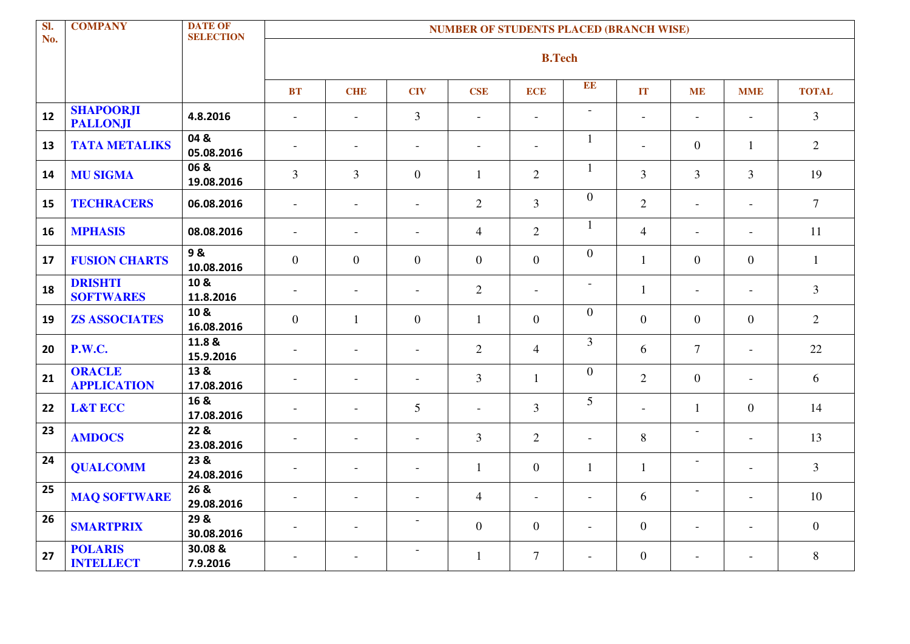| Sl. No. | COMPANY | DATE OF SELECTION | NUMBER OF STUDENTS PLACED (BRANCH WISE) | | | | | | | | | |
|---|---|---|---|---|---|---|---|---|---|---|---|---|
| | | | B.Tech | | | | | | | | | |
| | | | BT | CHE | CIV | CSE | ECE | EE | IT | ME | MME | TOTAL |
| 12 | SHAPOORJI PALLONJI | 4.8.2016 | - | - | 3 | - | - | - | - | - | - | 3 |
| 13 | TATA METALIKS | 04 & 05.08.2016 | - | - | - | - | - | 1 | - | 0 | 1 | 2 |
| 14 | MU SIGMA | 06 & 19.08.2016 | 3 | 3 | 0 | 1 | 2 | 1 | 3 | 3 | 3 | 19 |
| 15 | TECHRACERS | 06.08.2016 | - | - | - | 2 | 3 | 0 | 2 | - | - | 7 |
| 16 | MPHASIS | 08.08.2016 | - | - | - | 4 | 2 | 1 | 4 | - | - | 11 |
| 17 | FUSION CHARTS | 9 & 10.08.2016 | 0 | 0 | 0 | 0 | 0 | 0 | 1 | 0 | 0 | 1 |
| 18 | DRISHTI SOFTWARES | 10 & 11.8.2016 | - | - | - | 2 | - | - | 1 | - | - | 3 |
| 19 | ZS ASSOCIATES | 10 & 16.08.2016 | 0 | 1 | 0 | 1 | 0 | 0 | 0 | 0 | 0 | 2 |
| 20 | P.W.C. | 11.8 & 15.9.2016 | - | - | - | 2 | 4 | 3 | 6 | 7 | - | 22 |
| 21 | ORACLE APPLICATION | 13 & 17.08.2016 | - | - | - | 3 | 1 | 0 | 2 | 0 | - | 6 |
| 22 | L&T ECC | 16 & 17.08.2016 | - | - | 5 | - | 3 | 5 | - | 1 | 0 | 14 |
| 23 | AMDOCS | 22 & 23.08.2016 | - | - | - | 3 | 2 | - | 8 | - | - | 13 |
| 24 | QUALCOMM | 23 & 24.08.2016 | - | - | - | 1 | 0 | 1 | 1 | - | - | 3 |
| 25 | MAQ SOFTWARE | 26 & 29.08.2016 | - | - | - | 4 | - | - | 6 | - | - | 10 |
| 26 | SMARTPRIX | 29 & 30.08.2016 | - | - | - | 0 | 0 | - | 0 | - | - | 0 |
| 27 | POLARIS INTELLECT | 30.08 & 7.9.2016 | - | - | - | 1 | 7 | - | 0 | - | - | 8 |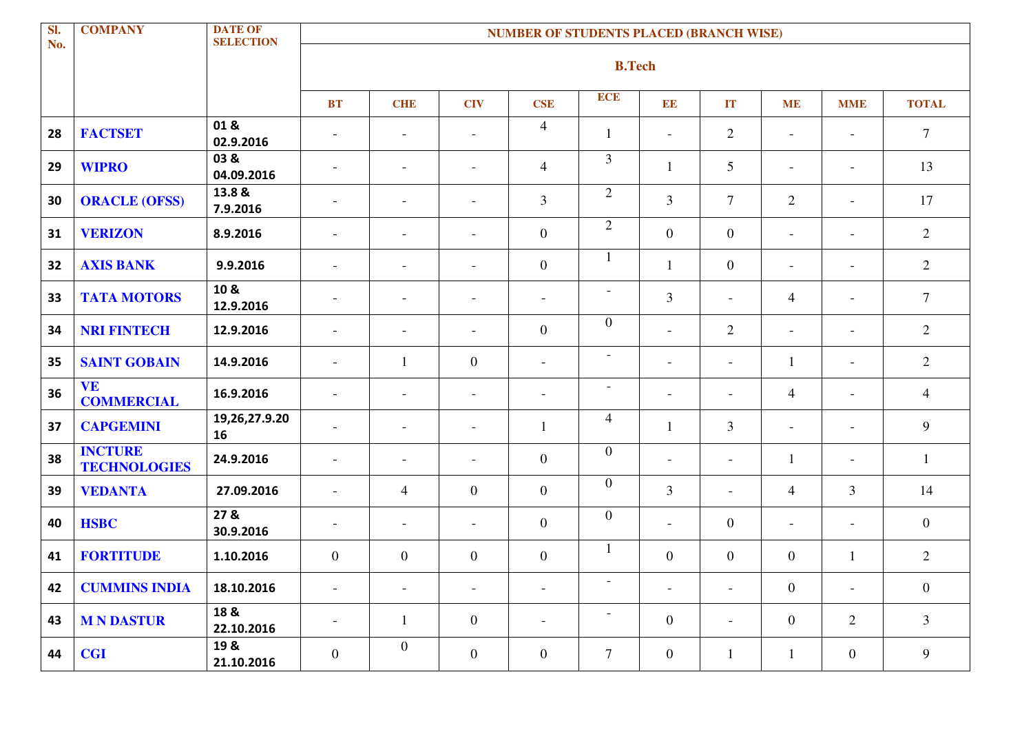| Sl. No. | COMPANY | DATE OF SELECTION | NUMBER OF STUDENTS PLACED (BRANCH WISE) | | | | | | | | | |
|---|---|---|---|---|---|---|---|---|---|---|---|---|
| | | | B.Tech | | | | | | | | | |
| | | | BT | CHE | CIV | CSE | ECE | EE | IT | ME | MME | TOTAL |
| 28 | FACTSET | 01 & 02.9.2016 | - | - | - | 4 | 1 | - | 2 | - | - | 7 |
| 29 | WIPRO | 03 & 04.09.2016 | - | - | - | 4 | 3 | 1 | 5 | - | - | 13 |
| 30 | ORACLE (OFSS) | 13.8 & 7.9.2016 | - | - | - | 3 | 2 | 3 | 7 | 2 | - | 17 |
| 31 | VERIZON | 8.9.2016 | - | - | - | 0 | 2 | 0 | 0 | - | - | 2 |
| 32 | AXIS BANK | 9.9.2016 | - | - | - | 0 | 1 | 1 | 0 | - | - | 2 |
| 33 | TATA MOTORS | 10 & 12.9.2016 | - | - | - | - | - | 3 | - | 4 | - | 7 |
| 34 | NRI FINTECH | 12.9.2016 | - | - | - | 0 | 0 | - | 2 | - | - | 2 |
| 35 | SAINT GOBAIN | 14.9.2016 | - | 1 | 0 | - | - | - | - | 1 | - | 2 |
| 36 | VE COMMERCIAL | 16.9.2016 | - | - | - | - | - | - | - | 4 | - | 4 |
| 37 | CAPGEMINI | 19,26,27.9.2016 | - | - | - | 1 | 4 | 1 | 3 | - | - | 9 |
| 38 | INCTURE TECHNOLOGIES | 24.9.2016 | - | - | - | 0 | 0 | - | - | 1 | - | 1 |
| 39 | VEDANTA | 27.09.2016 | - | 4 | 0 | 0 | 0 | 3 | - | 4 | 3 | 14 |
| 40 | HSBC | 27 & 30.9.2016 | - | - | - | 0 | 0 | - | 0 | - | - | 0 |
| 41 | FORTITUDE | 1.10.2016 | 0 | 0 | 0 | 0 | 1 | 0 | 0 | 0 | 1 | 2 |
| 42 | CUMMINS INDIA | 18.10.2016 | - | - | - | - | - | - | - | 0 | - | 0 |
| 43 | M N DASTUR | 18 & 22.10.2016 | - | 1 | 0 | - | - | 0 | - | 0 | 2 | 3 |
| 44 | CGI | 19 & 21.10.2016 | 0 | 0 | 0 | 0 | 7 | 0 | 1 | 1 | 0 | 9 |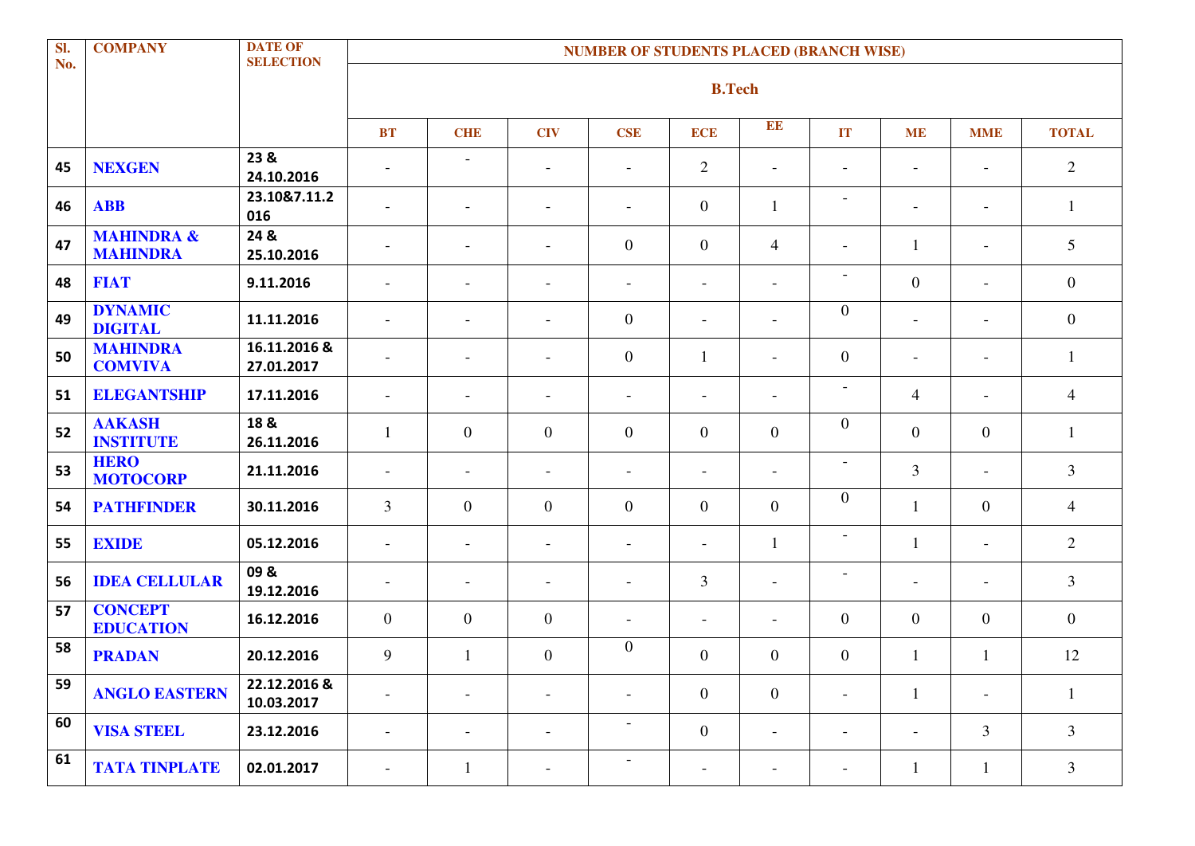| Sl. No. | COMPANY | DATE OF SELECTION | NUMBER OF STUDENTS PLACED (BRANCH WISE) | | | | | | | | | |
|---|---|---|---|---|---|---|---|---|---|---|---|---|
| | | | B.Tech | | | | | | | | | |
| | | | BT | CHE | CIV | CSE | ECE | EE | IT | ME | MME | TOTAL |
| 45 | NEXGEN | 23 & 24.10.2016 | - | - | - | - | 2 | - | - | - | - | 2 |
| 46 | ABB | 23.10&7.11.2016 | - | - | - | - | 0 | 1 | - | - | - | 1 |
| 47 | MAHINDRA & MAHINDRA | 24 & 25.10.2016 | - | - | - | 0 | 0 | 4 | - | 1 | - | 5 |
| 48 | FIAT | 9.11.2016 | - | - | - | - | - | - | - | 0 | - | 0 |
| 49 | DYNAMIC DIGITAL | 11.11.2016 | - | - | - | 0 | - | - | 0 | - | - | 0 |
| 50 | MAHINDRA COMVIVA | 16.11.2016 & 27.01.2017 | - | - | - | 0 | 1 | - | 0 | - | - | 1 |
| 51 | ELEGANTSHIP | 17.11.2016 | - | - | - | - | - | - | - | 4 | - | 4 |
| 52 | AAKASH INSTITUTE | 18 & 26.11.2016 | 1 | 0 | 0 | 0 | 0 | 0 | 0 | 0 | 0 | 1 |
| 53 | HERO MOTOCORP | 21.11.2016 | - | - | - | - | - | - | - | 3 | - | 3 |
| 54 | PATHFINDER | 30.11.2016 | 3 | 0 | 0 | 0 | 0 | 0 | 0 | 1 | 0 | 4 |
| 55 | EXIDE | 05.12.2016 | - | - | - | - | - | 1 | - | 1 | - | 2 |
| 56 | IDEA CELLULAR | 09 & 19.12.2016 | - | - | - | - | 3 | - | - | - | - | 3 |
| 57 | CONCEPT EDUCATION | 16.12.2016 | 0 | 0 | 0 | - | - | - | 0 | 0 | 0 | 0 |
| 58 | PRADAN | 20.12.2016 | 9 | 1 | 0 | 0 | 0 | 0 | 0 | 1 | 1 | 12 |
| 59 | ANGLO EASTERN | 22.12.2016 & 10.03.2017 | - | - | - | - | 0 | 0 | - | 1 | - | 1 |
| 60 | VISA STEEL | 23.12.2016 | - | - | - | - | 0 | - | - | - | 3 | 3 |
| 61 | TATA TINPLATE | 02.01.2017 | - | 1 | - | - | - | - | - | 1 | 1 | 3 |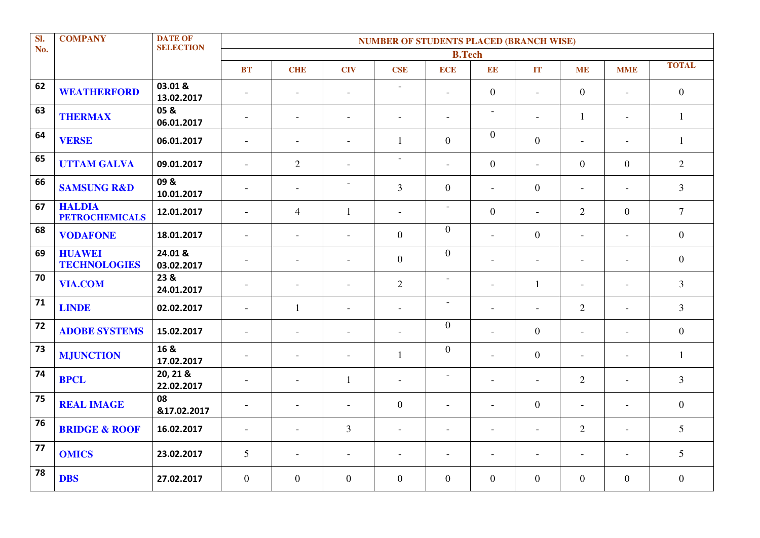| Sl. No. | COMPANY | DATE OF SELECTION | NUMBER OF STUDENTS PLACED (BRANCH WISE) | | | | | | | | | |
|---|---|---|---|---|---|---|---|---|---|---|---|---|
| | | | B.Tech | | | | | | | | | |
| | | | BT | CHE | CIV | CSE | ECE | EE | IT | ME | MME | TOTAL |
| 62 | WEATHERFORD | 03.01 & 13.02.2017 | - | - | - | - | - | 0 | - | 0 | - | 0 |
| 63 | THERMAX | 05 & 06.01.2017 | - | - | - | - | - | - | - | 1 | - | 1 |
| 64 | VERSE | 06.01.2017 | - | - | - | 1 | 0 | 0 | 0 | - | - | 1 |
| 65 | UTTAM GALVA | 09.01.2017 | - | 2 | - | - | - | 0 | - | 0 | 0 | 2 |
| 66 | SAMSUNG R&D | 09 & 10.01.2017 | - | - | - | 3 | 0 | - | 0 | - | - | 3 |
| 67 | HALDIA PETROCHEMICALS | 12.01.2017 | - | 4 | 1 | - | - | 0 | - | 2 | 0 | 7 |
| 68 | VODAFONE | 18.01.2017 | - | - | - | 0 | 0 | - | 0 | - | - | 0 |
| 69 | HUAWEI TECHNOLOGIES | 24.01 & 03.02.2017 | - | - | - | 0 | 0 | - | - | - | - | 0 |
| 70 | VIA.COM | 23 & 24.01.2017 | - | - | - | 2 | - | - | 1 | - | - | 3 |
| 71 | LINDE | 02.02.2017 | - | 1 | - | - | - | - | - | 2 | - | 3 |
| 72 | ADOBE SYSTEMS | 15.02.2017 | - | - | - | - | 0 | - | 0 | - | - | 0 |
| 73 | MJUNCTION | 16 & 17.02.2017 | - | - | - | 1 | 0 | - | 0 | - | - | 1 |
| 74 | BPCL | 20, 21 & 22.02.2017 | - | - | 1 | - | - | - | - | 2 | - | 3 |
| 75 | REAL IMAGE | 08 &17.02.2017 | - | - | - | 0 | - | - | 0 | - | - | 0 |
| 76 | BRIDGE & ROOF | 16.02.2017 | - | - | 3 | - | - | - | - | 2 | - | 5 |
| 77 | OMICS | 23.02.2017 | 5 | - | - | - | - | - | - | - | - | 5 |
| 78 | DBS | 27.02.2017 | 0 | 0 | 0 | 0 | 0 | 0 | 0 | 0 | 0 | 0 |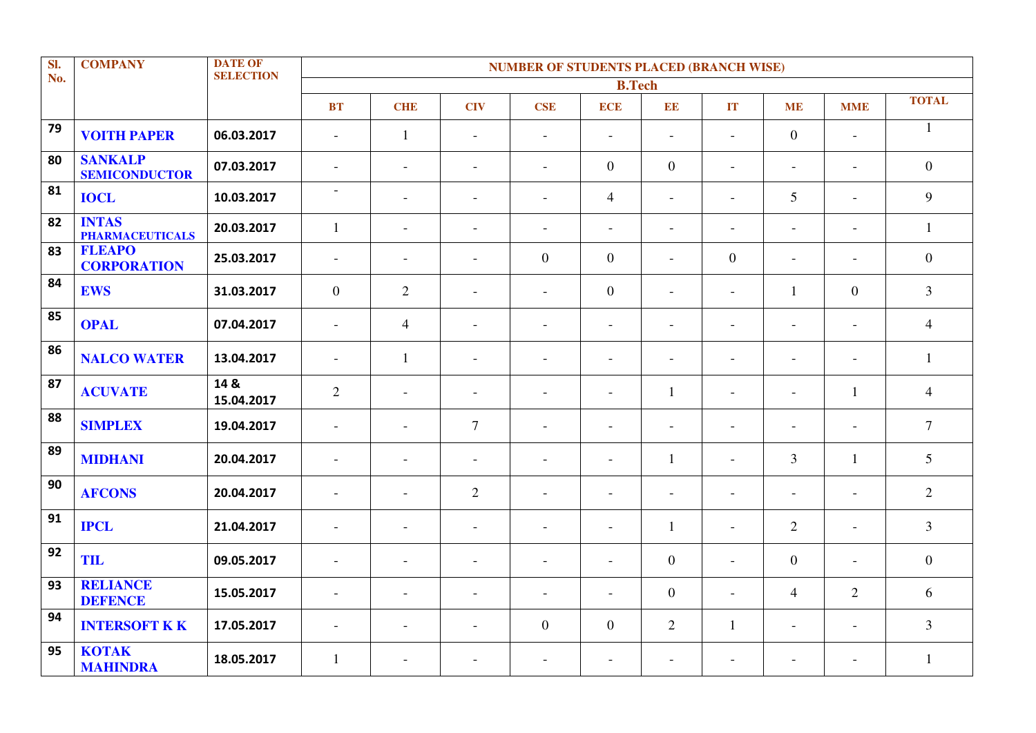| Sl. No. | COMPANY | DATE OF SELECTION | NUMBER OF STUDENTS PLACED (BRANCH WISE) | | | | | | | | | |
|---|---|---|---|---|---|---|---|---|---|---|---|---|
| | | | B.Tech | | | | | | | | | |
| | | | BT | CHE | CIV | CSE | ECE | EE | IT | ME | MME | TOTAL |
| 79 | VOITH PAPER | 06.03.2017 | - | 1 | - | - | - | - | - | 0 | - | 1 |
| 80 | SANKALP SEMICONDUCTOR | 07.03.2017 | - | - | - | - | 0 | 0 | - | - | - | 0 |
| 81 | IOCL | 10.03.2017 | - | - | - | - | 4 | - | - | 5 | - | 9 |
| 82 | INTAS PHARMACEUTICALS | 20.03.2017 | 1 | - | - | - | - | - | - | - | - | 1 |
| 83 | FLEAPO CORPORATION | 25.03.2017 | - | - | - | 0 | 0 | - | 0 | - | - | 0 |
| 84 | EWS | 31.03.2017 | 0 | 2 | - | - | 0 | - | - | 1 | 0 | 3 |
| 85 | OPAL | 07.04.2017 | - | 4 | - | - | - | - | - | - | - | 4 |
| 86 | NALCO WATER | 13.04.2017 | - | 1 | - | - | - | - | - | - | - | 1 |
| 87 | ACUVATE | 14 & 15.04.2017 | 2 | - | - | - | - | 1 | - | - | 1 | 4 |
| 88 | SIMPLEX | 19.04.2017 | - | - | 7 | - | - | - | - | - | - | 7 |
| 89 | MIDHANI | 20.04.2017 | - | - | - | - | - | 1 | - | 3 | 1 | 5 |
| 90 | AFCONS | 20.04.2017 | - | - | 2 | - | - | - | - | - | - | 2 |
| 91 | IPCL | 21.04.2017 | - | - | - | - | - | 1 | - | 2 | - | 3 |
| 92 | TIL | 09.05.2017 | - | - | - | - | - | 0 | - | 0 | - | 0 |
| 93 | RELIANCE DEFENCE | 15.05.2017 | - | - | - | - | - | 0 | - | 4 | 2 | 6 |
| 94 | INTERSOFT K K | 17.05.2017 | - | - | - | 0 | 0 | 2 | 1 | - | - | 3 |
| 95 | KOTAK MAHINDRA | 18.05.2017 | 1 | - | - | - | - | - | - | - | - | 1 |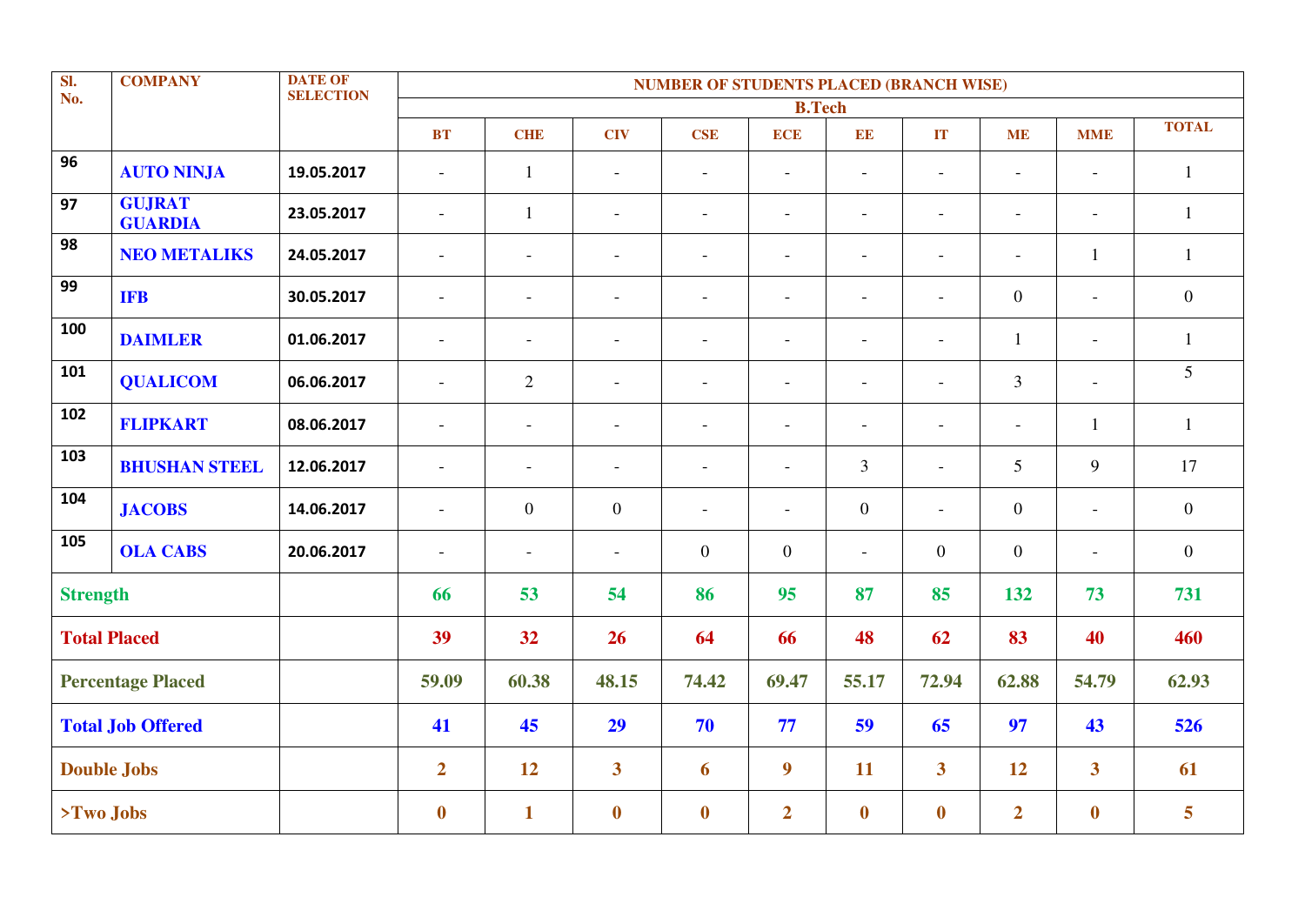| Sl. No. | COMPANY | DATE OF SELECTION | NUMBER OF STUDENTS PLACED (BRANCH WISE) | | | | | | | | | |
|---|---|---|---|---|---|---|---|---|---|---|---|---|
| | | | B.Tech | | | | | | | | | |
| | | | BT | CHE | CIV | CSE | ECE | EE | IT | ME | MME | TOTAL |
| 96 | AUTO NINJA | 19.05.2017 | - | 1 | - | - | - | - | - | - | - | 1 |
| 97 | GUJRAT GUARDIA | 23.05.2017 | - | 1 | - | - | - | - | - | - | - | 1 |
| 98 | NEO METALIKS | 24.05.2017 | - | - | - | - | - | - | - | - | 1 | 1 |
| 99 | IFB | 30.05.2017 | - | - | - | - | - | - | - | 0 | - | 0 |
| 100 | DAIMLER | 01.06.2017 | - | - | - | - | - | - | - | 1 | - | 1 |
| 101 | QUALICOM | 06.06.2017 | - | 2 | - | - | - | - | - | 3 | - | 5 |
| 102 | FLIPKART | 08.06.2017 | - | - | - | - | - | - | - | - | 1 | 1 |
| 103 | BHUSHAN STEEL | 12.06.2017 | - | - | - | - | - | 3 | - | 5 | 9 | 17 |
| 104 | JACOBS | 14.06.2017 | - | 0 | 0 | - | - | 0 | - | 0 | - | 0 |
| 105 | OLA CABS | 20.06.2017 | - | - | - | 0 | 0 | - | 0 | 0 | - | 0 |
| Strength | | | 66 | 53 | 54 | 86 | 95 | 87 | 85 | 132 | 73 | 731 |
| Total Placed | | | 39 | 32 | 26 | 64 | 66 | 48 | 62 | 83 | 40 | 460 |
| Percentage Placed | | | 59.09 | 60.38 | 48.15 | 74.42 | 69.47 | 55.17 | 72.94 | 62.88 | 54.79 | 62.93 |
| Total Job Offered | | | 41 | 45 | 29 | 70 | 77 | 59 | 65 | 97 | 43 | 526 |
| Double Jobs | | | 2 | 12 | 3 | 6 | 9 | 11 | 3 | 12 | 3 | 61 |
| >Two Jobs | | | 0 | 1 | 0 | 0 | 2 | 0 | 0 | 2 | 0 | 5 |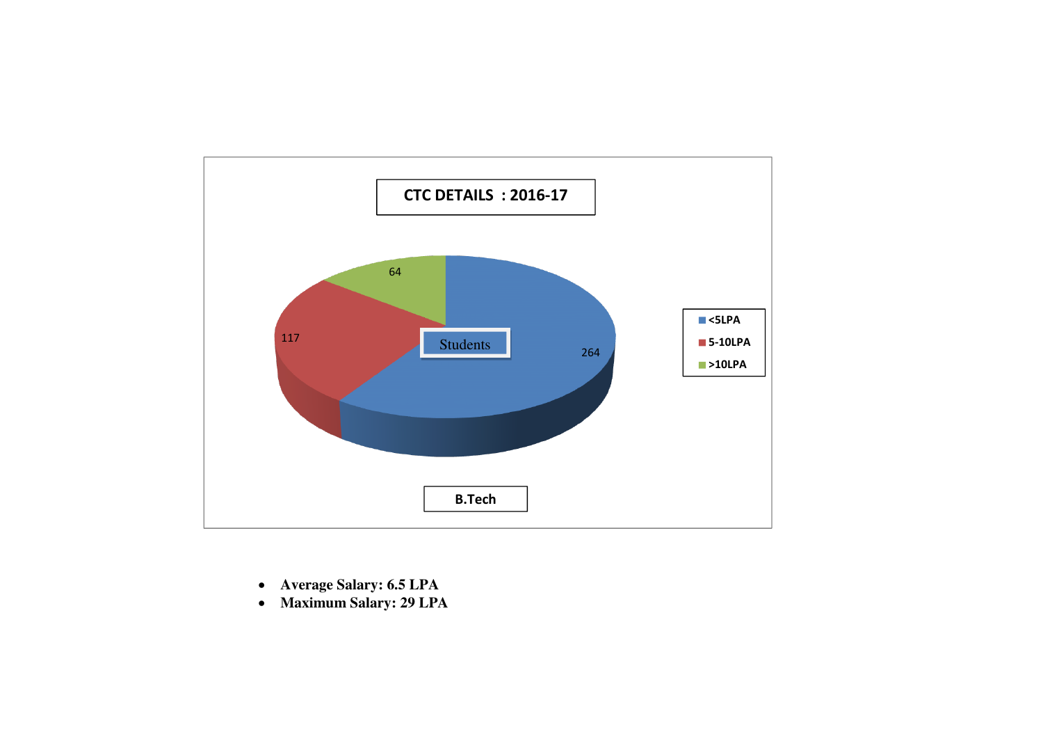CTC DETAILS : 2016-17

64

117

Students

264

<5LPA

5-10LPA

>10LPA

B.Tech

- **Average Salary: 6.5 LPA**
- **Maximum Salary: 29 LPA**